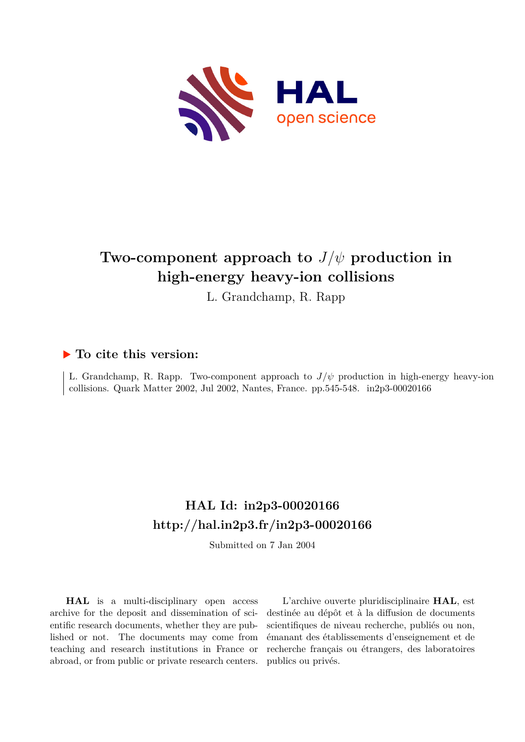# Two-component approach to $J/\psi$ production in high-energy heavy-ion collisions

L. Grandchamp, R. Rapp

## ▶ To cite this version:

L. Grandchamp, R. Rapp. Two-component approach to $J/\psi$ production in high-energy heavy-ion collisions. Quark Matter 2002, Jul 2002, Nantes, France. pp.545-548. in2p3-00020166

## HAL Id: in2p3-00020166

## http://hal.in2p3.fr/in2p3-00020166

Submitted on 7 Jan 2004

**HAL** is a multi-disciplinary open access archive for the deposit and dissemination of scientific research documents, whether they are published or not. The documents may come from teaching and research institutions in France or abroad, or from public or private research centers.

L'archive ouverte pluridisciplinaire **HAL**, est destinée au dépôt et à la diffusion de documents scientifiques de niveau recherche, publiés ou non, émanant des établissements d'enseignement et de recherche français ou étrangers, des laboratoires publics ou privés.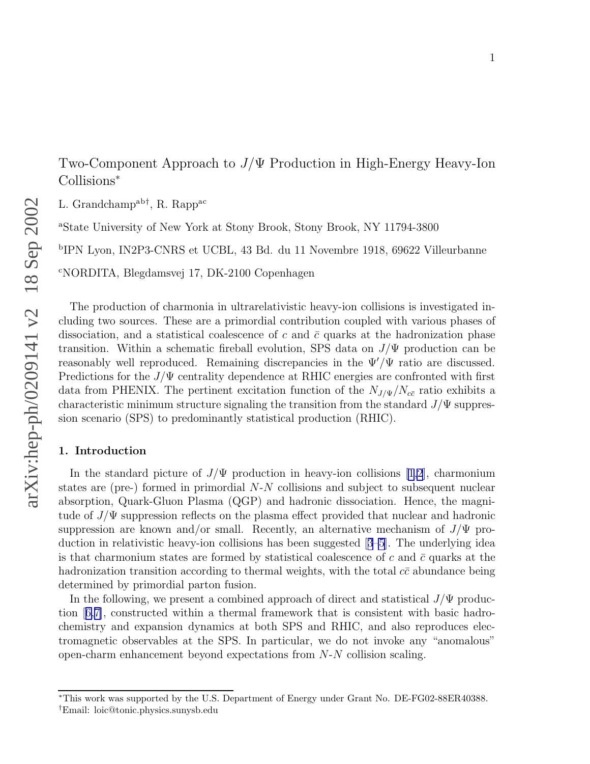# Two-Component Approach to $J/\Psi$ Production in High-Energy Heavy-Ion Collisions*

L. Grandchamp[a b †], R. Rapp[a c]

[a]State University of New York at Stony Brook, Stony Brook, NY 11794-3800

[b]IPN Lyon, IN2P3-CNRS et UCBL, 43 Bd. du 11 Novembre 1918, 69622 Villeurbanne

[c]NORDITA, Blegdamsvej 17, DK-2100 Copenhagen

The production of charmonia in ultrarelativistic heavy-ion collisions is investigated including two sources. These are a primordial contribution coupled with various phases of dissociation, and a statistical coalescence of $c$ and $\bar{c}$ quarks at the hadronization phase transition. Within a schematic fireball evolution, SPS data on $J/\Psi$ production can be reasonably well reproduced. Remaining discrepancies in the $\Psi'/\Psi$ ratio are discussed. Predictions for the $J/\Psi$ centrality dependence at RHIC energies are confronted with first data from PHENIX. The pertinent excitation function of the $N_{J/\Psi}/N_{c\bar{c}}$ ratio exhibits a characteristic minimum structure signaling the transition from the standard $J/\Psi$ suppression scenario (SPS) to predominantly statistical production (RHIC).

## 1. Introduction

In the standard picture of $J/\Psi$ production in heavy-ion collisions [1,2], charmonium states are (pre-) formed in primordial $N$-$N$ collisions and subject to subsequent nuclear absorption, Quark-Gluon Plasma (QGP) and hadronic dissociation. Hence, the magnitude of $J/\Psi$ suppression reflects on the plasma effect provided that nuclear and hadronic suppression are known and/or small. Recently, an alternative mechanism of $J/\Psi$ production in relativistic heavy-ion collisions has been suggested [3–5]. The underlying idea is that charmonium states are formed by statistical coalescence of $c$ and $\bar{c}$ quarks at the hadronization transition according to thermal weights, with the total $c\bar{c}$ abundance being determined by primordial parton fusion.

In the following, we present a combined approach of direct and statistical $J/\Psi$ production [6,7], constructed within a thermal framework that is consistent with basic hadrochemistry and expansion dynamics at both SPS and RHIC, and also reproduces electromagnetic observables at the SPS. In particular, we do not invoke any "anomalous" open-charm enhancement beyond expectations from $N$-$N$ collision scaling.

---

*This work was supported by the U.S. Department of Energy under Grant No. DE-FG02-88ER40388.

†Email: loic@tonic.physics.sunysb.edu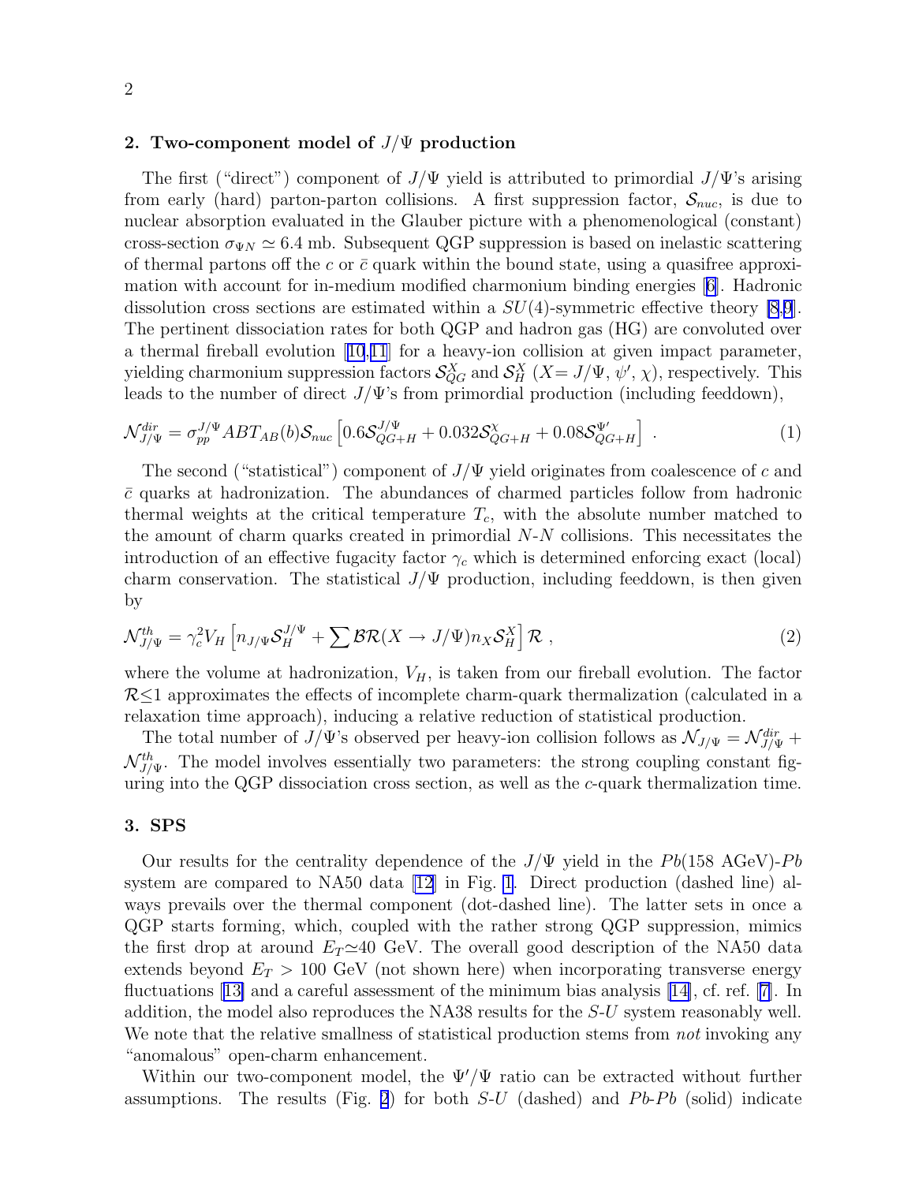## 2. Two-component model of $J/\Psi$ production

The first ("direct") component of $J/\Psi$ yield is attributed to primordial $J/\Psi$'s arising from early (hard) parton-parton collisions. A first suppression factor, $\mathcal{S}_{nuc}$, is due to nuclear absorption evaluated in the Glauber picture with a phenomenological (constant) cross-section $\sigma_{\Psi N} \simeq 6.4$ mb. Subsequent QGP suppression is based on inelastic scattering of thermal partons off the $c$ or $\bar{c}$ quark within the bound state, using a quasifree approximation with account for in-medium modified charmonium binding energies [6]. Hadronic dissolution cross sections are estimated within a $SU(4)$-symmetric effective theory [8,9]. The pertinent dissociation rates for both QGP and hadron gas (HG) are convoluted over a thermal fireball evolution [10,11] for a heavy-ion collision at given impact parameter, yielding charmonium suppression factors $\mathcal{S}^X_{QG}$ and $\mathcal{S}^X_H$ ($X$= $J/\Psi$, $\psi'$, $\chi$), respectively. This leads to the number of direct $J/\Psi$'s from primordial production (including feeddown),

$$\mathcal{N}^{dir}_{J/\Psi} = \sigma^{J/\Psi}_{pp} AB T_{AB}(b) \mathcal{S}_{nuc} \left[ 0.6 \mathcal{S}^{J/\Psi}_{QG+H} + 0.032 \mathcal{S}^{\chi}_{QG+H} + 0.08 \mathcal{S}^{\Psi'}_{QG+H} \right] \ . \tag{1}$$

The second ("statistical") component of $J/\Psi$ yield originates from coalescence of $c$ and $\bar{c}$ quarks at hadronization. The abundances of charmed particles follow from hadronic thermal weights at the critical temperature $T_c$, with the absolute number matched to the amount of charm quarks created in primordial $N$-$N$ collisions. This necessitates the introduction of an effective fugacity factor $\gamma_c$ which is determined enforcing exact (local) charm conservation. The statistical $J/\Psi$ production, including feeddown, is then given by

$$\mathcal{N}^{th}_{J/\Psi} = \gamma_c^2 V_H \left[ n_{J/\Psi} \mathcal{S}^{J/\Psi}_H + \sum \mathcal{BR}(X \to J/\Psi) n_X \mathcal{S}^X_H \right] \mathcal{R} \ , \tag{2}$$

where the volume at hadronization, $V_H$, is taken from our fireball evolution. The factor $\mathcal{R} \leq 1$ approximates the effects of incomplete charm-quark thermalization (calculated in a relaxation time approach), inducing a relative reduction of statistical production.

The total number of $J/\Psi$'s observed per heavy-ion collision follows as $\mathcal{N}_{J/\Psi} = \mathcal{N}^{dir}_{J/\Psi} + \mathcal{N}^{th}_{J/\Psi}$. The model involves essentially two parameters: the strong coupling constant figuring into the QGP dissociation cross section, as well as the $c$-quark thermalization time.

## 3. SPS

Our results for the centrality dependence of the $J/\Psi$ yield in the $Pb$(158 AGeV)-$Pb$ system are compared to NA50 data [12] in Fig. 1. Direct production (dashed line) always prevails over the thermal component (dot-dashed line). The latter sets in once a QGP starts forming, which, coupled with the rather strong QGP suppression, mimics the first drop at around $E_T \simeq 40$ GeV. The overall good description of the NA50 data extends beyond $E_T > 100$ GeV (not shown here) when incorporating transverse energy fluctuations [13] and a careful assessment of the minimum bias analysis [14], cf. ref. [7]. In addition, the model also reproduces the NA38 results for the $S$-$U$ system reasonably well. We note that the relative smallness of statistical production stems from *not* invoking any "anomalous" open-charm enhancement.

Within our two-component model, the $\Psi'/\Psi$ ratio can be extracted without further assumptions. The results (Fig. 2) for both $S$-$U$ (dashed) and $Pb$-$Pb$ (solid) indicate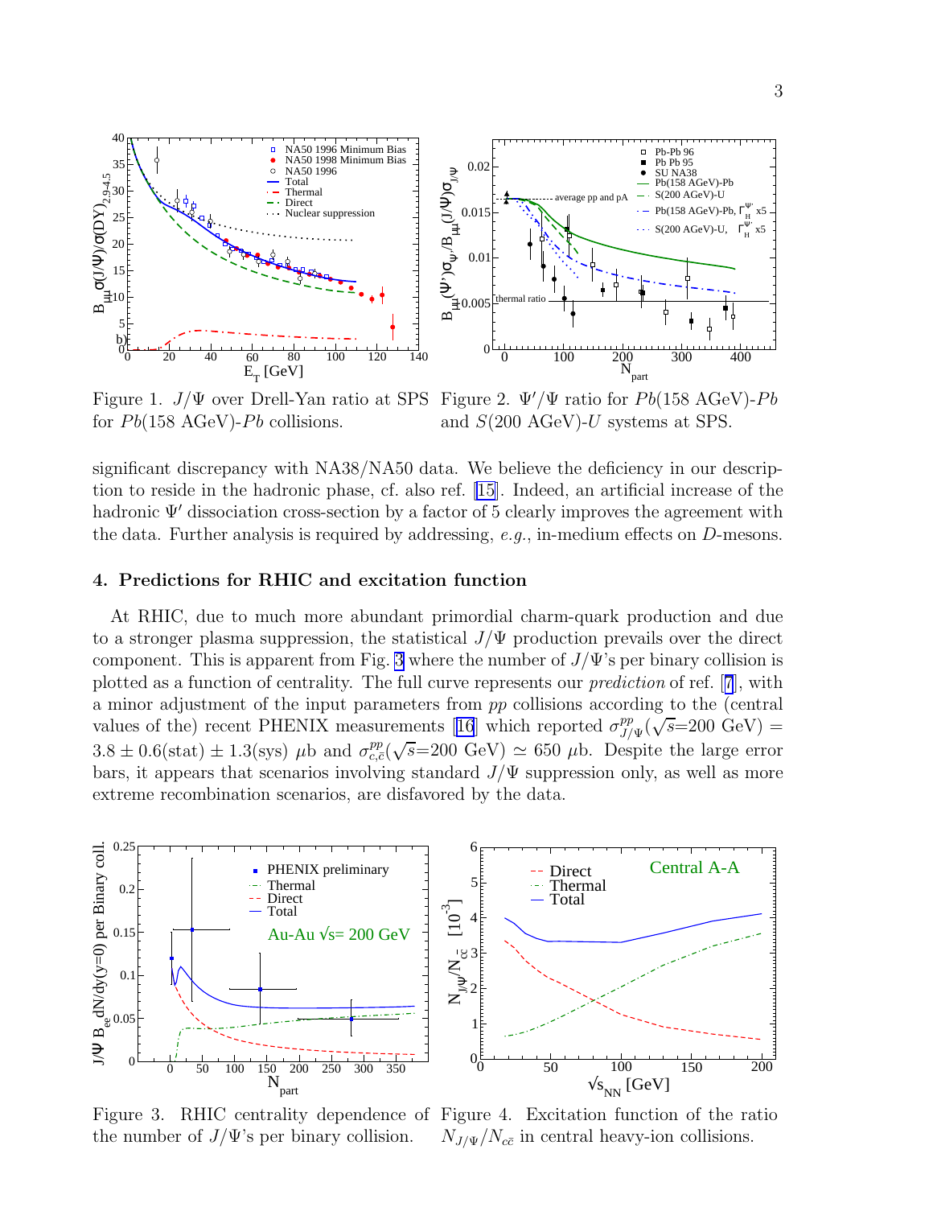Figure 1. $J/\Psi$ over Drell-Yan ratio at SPS for $Pb$(158 AGeV)-$Pb$ collisions.

Figure 2. $\Psi'/\Psi$ ratio for $Pb$(158 AGeV)-$Pb$ and $S$(200 AGeV)-$U$ systems at SPS.

significant discrepancy with NA38/NA50 data. We believe the deficiency in our description to reside in the hadronic phase, cf. also ref. [15]. Indeed, an artificial increase of the hadronic $\Psi'$ dissociation cross-section by a factor of 5 clearly improves the agreement with the data. Further analysis is required by addressing, *e.g.*, in-medium effects on $D$-mesons.

## 4. Predictions for RHIC and excitation function

At RHIC, due to much more abundant primordial charm-quark production and due to a stronger plasma suppression, the statistical $J/\Psi$ production prevails over the direct component. This is apparent from Fig. 3 where the number of $J/\Psi$'s per binary collision is plotted as a function of centrality. The full curve represents our *prediction* of ref. [7], with a minor adjustment of the input parameters from $pp$ collisions according to the (central values of the) recent PHENIX measurements [16] which reported $\sigma^{pp}_{J/\Psi}(\sqrt{s}$=200 GeV) $= 3.8 \pm 0.6$(stat) $\pm 1.3$(sys) $\mu$b and $\sigma^{pp}_{c,\bar{c}}(\sqrt{s}$=200 GeV) $\simeq 650$ $\mu$b. Despite the large error bars, it appears that scenarios involving standard $J/\Psi$ suppression only, as well as more extreme recombination scenarios, are disfavored by the data.

Figure 3. RHIC centrality dependence of the number of $J/\Psi$'s per binary collision.

Figure 4. Excitation function of the ratio $N_{J/\Psi}/N_{c\bar{c}}$ in central heavy-ion collisions.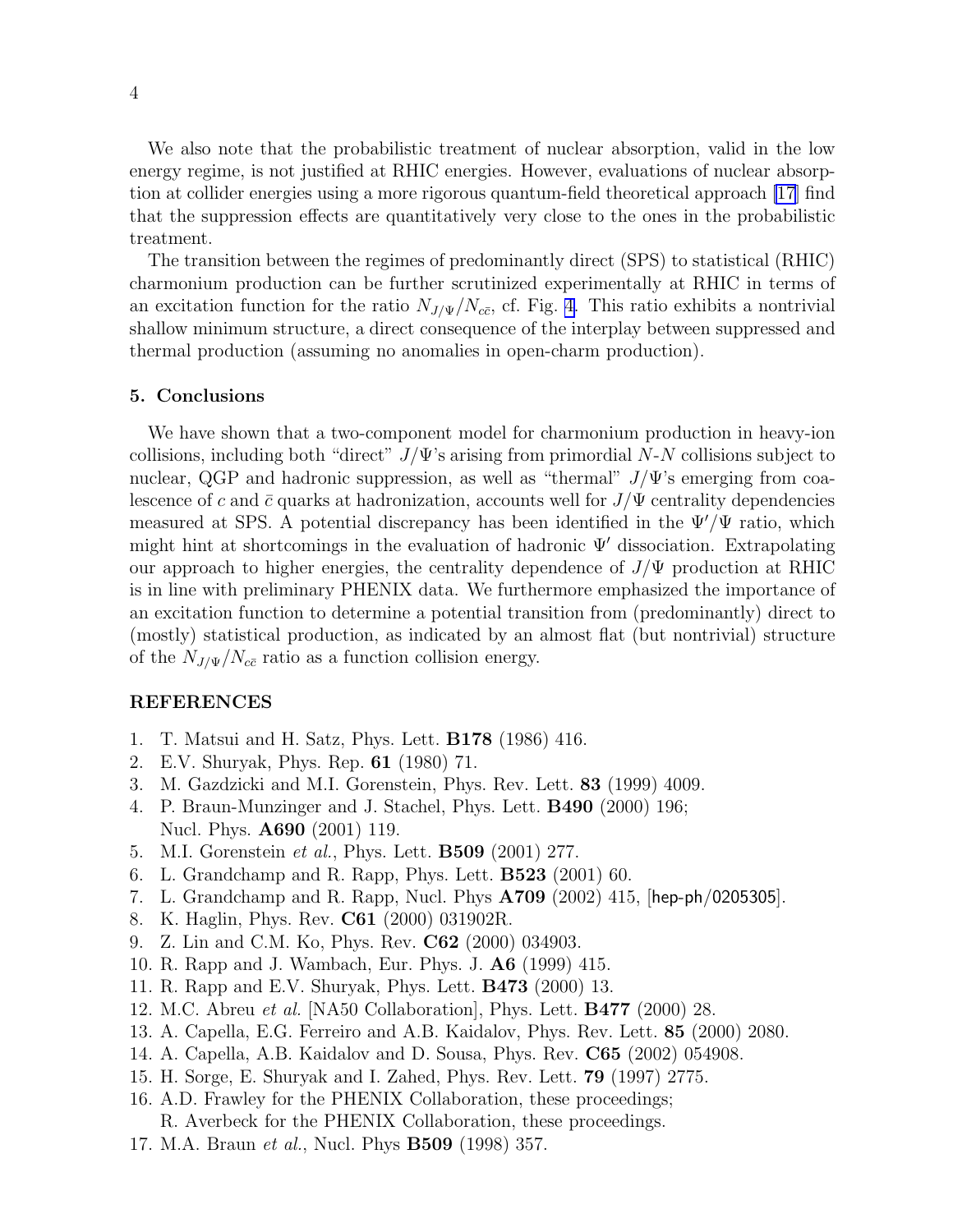We also note that the probabilistic treatment of nuclear absorption, valid in the low energy regime, is not justified at RHIC energies. However, evaluations of nuclear absorption at collider energies using a more rigorous quantum-field theoretical approach [17] find that the suppression effects are quantitatively very close to the ones in the probabilistic treatment.

The transition between the regimes of predominantly direct (SPS) to statistical (RHIC) charmonium production can be further scrutinized experimentally at RHIC in terms of an excitation function for the ratio $N_{J/\Psi}/N_{c\bar{c}}$, cf. Fig. 4. This ratio exhibits a nontrivial shallow minimum structure, a direct consequence of the interplay between suppressed and thermal production (assuming no anomalies in open-charm production).

## 5. Conclusions

We have shown that a two-component model for charmonium production in heavy-ion collisions, including both "direct" $J/\Psi$'s arising from primordial $N$-$N$ collisions subject to nuclear, QGP and hadronic suppression, as well as "thermal" $J/\Psi$'s emerging from coalescence of $c$ and $\bar{c}$ quarks at hadronization, accounts well for $J/\Psi$ centrality dependencies measured at SPS. A potential discrepancy has been identified in the $\Psi'/\Psi$ ratio, which might hint at shortcomings in the evaluation of hadronic $\Psi'$ dissociation. Extrapolating our approach to higher energies, the centrality dependence of $J/\Psi$ production at RHIC is in line with preliminary PHENIX data. We furthermore emphasized the importance of an excitation function to determine a potential transition from (predominantly) direct to (mostly) statistical production, as indicated by an almost flat (but nontrivial) structure of the $N_{J/\Psi}/N_{c\bar{c}}$ ratio as a function collision energy.

## REFERENCES

1. T. Matsui and H. Satz, Phys. Lett. **B178** (1986) 416.
2. E.V. Shuryak, Phys. Rep. **61** (1980) 71.
3. M. Gazdzicki and M.I. Gorenstein, Phys. Rev. Lett. **83** (1999) 4009.
4. P. Braun-Munzinger and J. Stachel, Phys. Lett. **B490** (2000) 196; Nucl. Phys. **A690** (2001) 119.
5. M.I. Gorenstein *et al.*, Phys. Lett. **B509** (2001) 277.
6. L. Grandchamp and R. Rapp, Phys. Lett. **B523** (2001) 60.
7. L. Grandchamp and R. Rapp, Nucl. Phys **A709** (2002) 415, [hep-ph/0205305].
8. K. Haglin, Phys. Rev. **C61** (2000) 031902R.
9. Z. Lin and C.M. Ko, Phys. Rev. **C62** (2000) 034903.
10. R. Rapp and J. Wambach, Eur. Phys. J. **A6** (1999) 415.
11. R. Rapp and E.V. Shuryak, Phys. Lett. **B473** (2000) 13.
12. M.C. Abreu *et al.* [NA50 Collaboration], Phys. Lett. **B477** (2000) 28.
13. A. Capella, E.G. Ferreiro and A.B. Kaidalov, Phys. Rev. Lett. **85** (2000) 2080.
14. A. Capella, A.B. Kaidalov and D. Sousa, Phys. Rev. **C65** (2002) 054908.
15. H. Sorge, E. Shuryak and I. Zahed, Phys. Rev. Lett. **79** (1997) 2775.
16. A.D. Frawley for the PHENIX Collaboration, these proceedings; R. Averbeck for the PHENIX Collaboration, these proceedings.
17. M.A. Braun *et al.*, Nucl. Phys **B509** (1998) 357.